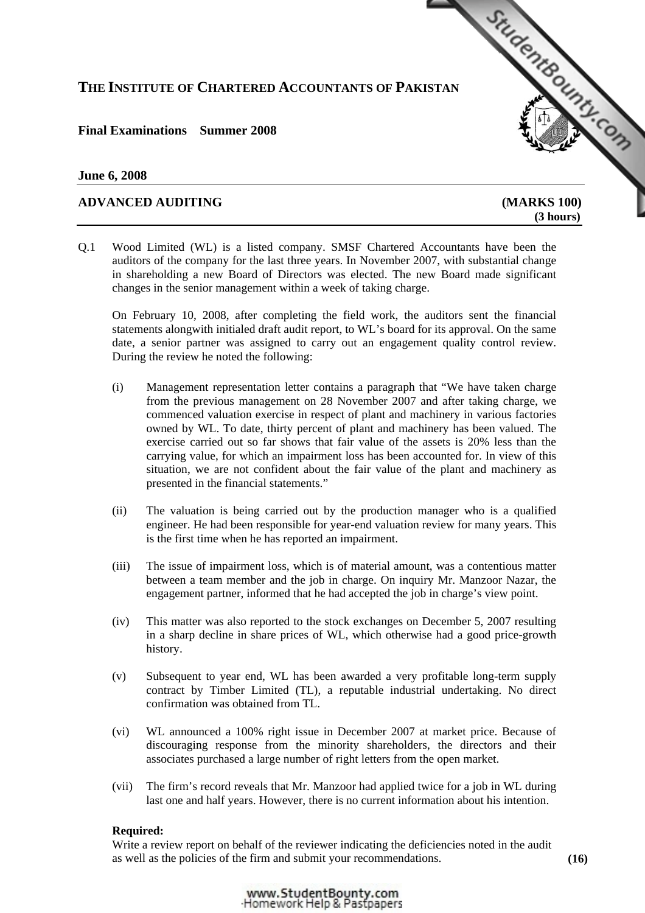# THE INSTITUTE OF CHARTERED ACCOUNTANTS OF PAKISTAN

**Final Examinations Summer 2008**

**June 6, 2008**

**ADVANCED AUDITING** **(MARKS 100)**
**(3 hours)**

Q.1 Wood Limited (WL) is a listed company. SMSF Chartered Accountants have been the auditors of the company for the last three years. In November 2007, with substantial change in shareholding a new Board of Directors was elected. The new Board made significant changes in the senior management within a week of taking charge.

On February 10, 2008, after completing the field work, the auditors sent the financial statements alongwith initialed draft audit report, to WL's board for its approval. On the same date, a senior partner was assigned to carry out an engagement quality control review. During the review he noted the following:

(i) Management representation letter contains a paragraph that "We have taken charge from the previous management on 28 November 2007 and after taking charge, we commenced valuation exercise in respect of plant and machinery in various factories owned by WL. To date, thirty percent of plant and machinery has been valued. The exercise carried out so far shows that fair value of the assets is 20% less than the carrying value, for which an impairment loss has been accounted for. In view of this situation, we are not confident about the fair value of the plant and machinery as presented in the financial statements."

(ii) The valuation is being carried out by the production manager who is a qualified engineer. He had been responsible for year-end valuation review for many years. This is the first time when he has reported an impairment.

(iii) The issue of impairment loss, which is of material amount, was a contentious matter between a team member and the job in charge. On inquiry Mr. Manzoor Nazar, the engagement partner, informed that he had accepted the job in charge's view point.

(iv) This matter was also reported to the stock exchanges on December 5, 2007 resulting in a sharp decline in share prices of WL, which otherwise had a good price-growth history.

(v) Subsequent to year end, WL has been awarded a very profitable long-term supply contract by Timber Limited (TL), a reputable industrial undertaking. No direct confirmation was obtained from TL.

(vi) WL announced a 100% right issue in December 2007 at market price. Because of discouraging response from the minority shareholders, the directors and their associates purchased a large number of right letters from the open market.

(vii) The firm's record reveals that Mr. Manzoor had applied twice for a job in WL during last one and half years. However, there is no current information about his intention.

**Required:**
Write a review report on behalf of the reviewer indicating the deficiencies noted in the audit as well as the policies of the firm and submit your recommendations. **(16)**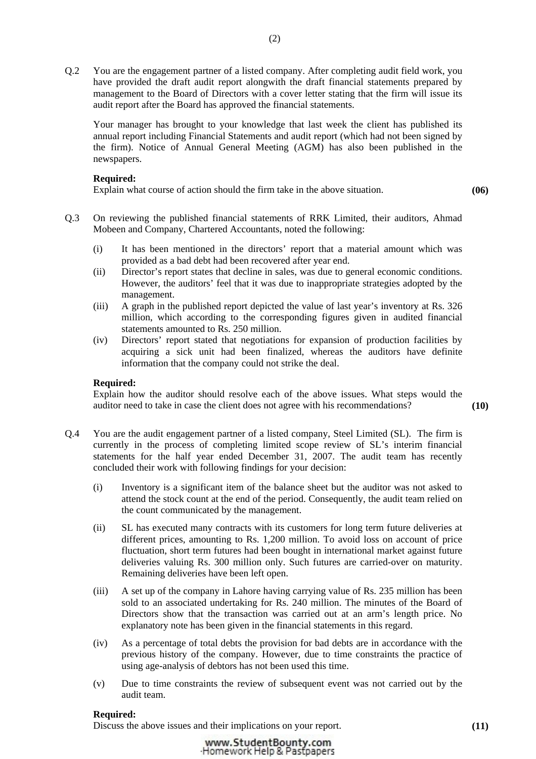Q.2 You are the engagement partner of a listed company. After completing audit field work, you have provided the draft audit report alongwith the draft financial statements prepared by management to the Board of Directors with a cover letter stating that the firm will issue its audit report after the Board has approved the financial statements.

Your manager has brought to your knowledge that last week the client has published its annual report including Financial Statements and audit report (which had not been signed by the firm). Notice of Annual General Meeting (AGM) has also been published in the newspapers.

**Required:**
Explain what course of action should the firm take in the above situation. **(06)**

Q.3 On reviewing the published financial statements of RRK Limited, their auditors, Ahmad Mobeen and Company, Chartered Accountants, noted the following:

(i) It has been mentioned in the directors' report that a material amount which was provided as a bad debt had been recovered after year end.

(ii) Director's report states that decline in sales, was due to general economic conditions. However, the auditors' feel that it was due to inappropriate strategies adopted by the management.

(iii) A graph in the published report depicted the value of last year's inventory at Rs. 326 million, which according to the corresponding figures given in audited financial statements amounted to Rs. 250 million.

(iv) Directors' report stated that negotiations for expansion of production facilities by acquiring a sick unit had been finalized, whereas the auditors have definite information that the company could not strike the deal.

**Required:**
Explain how the auditor should resolve each of the above issues. What steps would the auditor need to take in case the client does not agree with his recommendations? **(10)**

Q.4 You are the audit engagement partner of a listed company, Steel Limited (SL). The firm is currently in the process of completing limited scope review of SL's interim financial statements for the half year ended December 31, 2007. The audit team has recently concluded their work with following findings for your decision:

(i) Inventory is a significant item of the balance sheet but the auditor was not asked to attend the stock count at the end of the period. Consequently, the audit team relied on the count communicated by the management.

(ii) SL has executed many contracts with its customers for long term future deliveries at different prices, amounting to Rs. 1,200 million. To avoid loss on account of price fluctuation, short term futures had been bought in international market against future deliveries valuing Rs. 300 million only. Such futures are carried-over on maturity. Remaining deliveries have been left open.

(iii) A set up of the company in Lahore having carrying value of Rs. 235 million has been sold to an associated undertaking for Rs. 240 million. The minutes of the Board of Directors show that the transaction was carried out at an arm's length price. No explanatory note has been given in the financial statements in this regard.

(iv) As a percentage of total debts the provision for bad debts are in accordance with the previous history of the company. However, due to time constraints the practice of using age-analysis of debtors has not been used this time.

(v) Due to time constraints the review of subsequent event was not carried out by the audit team.

**Required:**
Discuss the above issues and their implications on your report. **(11)**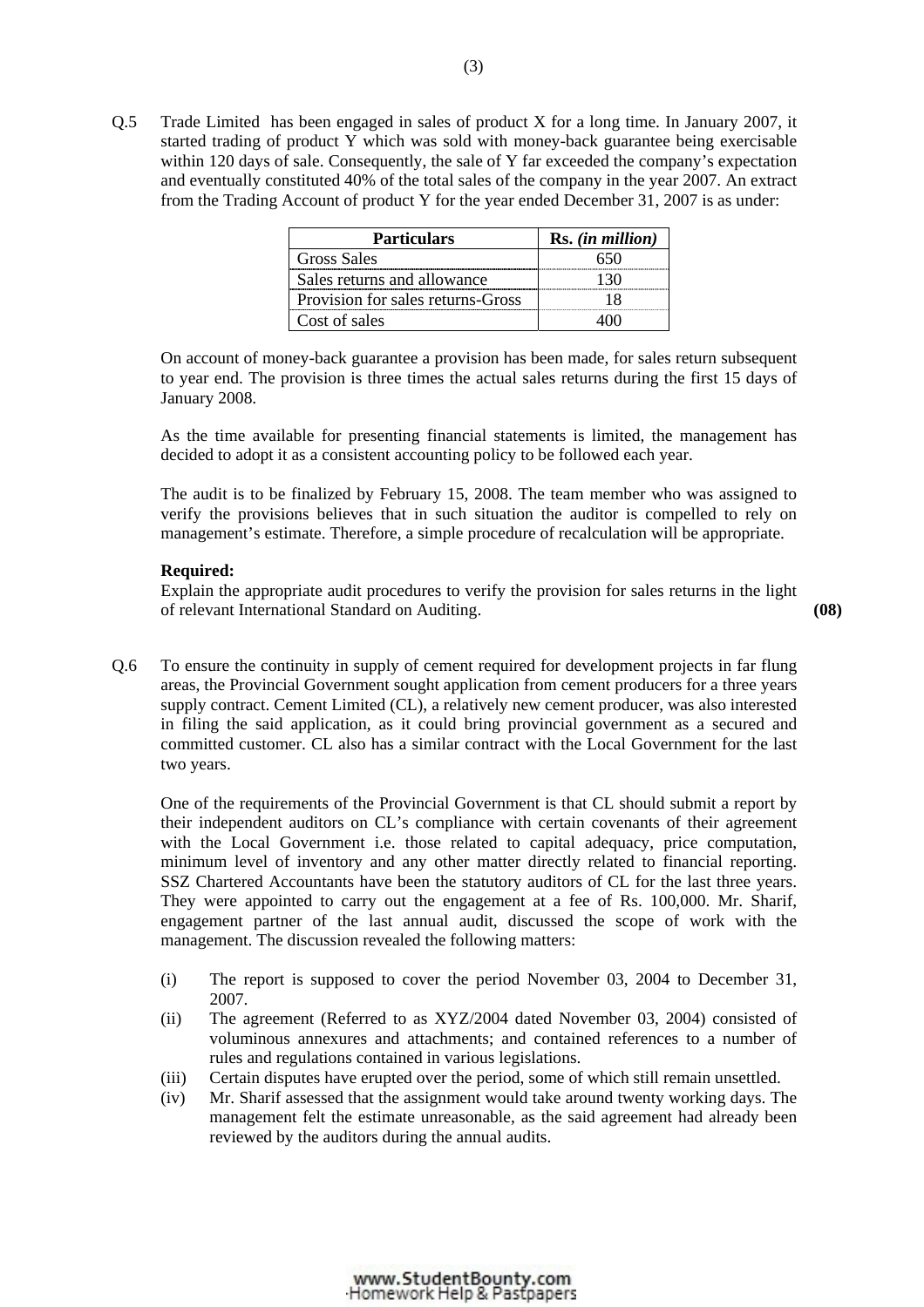Q.5 Trade Limited has been engaged in sales of product X for a long time. In January 2007, it started trading of product Y which was sold with money-back guarantee being exercisable within 120 days of sale. Consequently, the sale of Y far exceeded the company's expectation and eventually constituted 40% of the total sales of the company in the year 2007. An extract from the Trading Account of product Y for the year ended December 31, 2007 is as under:

| Particulars | Rs. *(in million)* |
|---|---|
| Gross Sales | 650 |
| Sales returns and allowance | 130 |
| Provision for sales returns-Gross | 18 |
| Cost of sales | 400 |

On account of money-back guarantee a provision has been made, for sales return subsequent to year end. The provision is three times the actual sales returns during the first 15 days of January 2008.

As the time available for presenting financial statements is limited, the management has decided to adopt it as a consistent accounting policy to be followed each year.

The audit is to be finalized by February 15, 2008. The team member who was assigned to verify the provisions believes that in such situation the auditor is compelled to rely on management's estimate. Therefore, a simple procedure of recalculation will be appropriate.

**Required:**

Explain the appropriate audit procedures to verify the provision for sales returns in the light of relevant International Standard on Auditing. **(08)**

Q.6 To ensure the continuity in supply of cement required for development projects in far flung areas, the Provincial Government sought application from cement producers for a three years supply contract. Cement Limited (CL), a relatively new cement producer, was also interested in filing the said application, as it could bring provincial government as a secured and committed customer. CL also has a similar contract with the Local Government for the last two years.

One of the requirements of the Provincial Government is that CL should submit a report by their independent auditors on CL's compliance with certain covenants of their agreement with the Local Government i.e. those related to capital adequacy, price computation, minimum level of inventory and any other matter directly related to financial reporting. SSZ Chartered Accountants have been the statutory auditors of CL for the last three years. They were appointed to carry out the engagement at a fee of Rs. 100,000. Mr. Sharif, engagement partner of the last annual audit, discussed the scope of work with the management. The discussion revealed the following matters:

(i) The report is supposed to cover the period November 03, 2004 to December 31, 2007.

(ii) The agreement (Referred to as XYZ/2004 dated November 03, 2004) consisted of voluminous annexures and attachments; and contained references to a number of rules and regulations contained in various legislations.

(iii) Certain disputes have erupted over the period, some of which still remain unsettled.

(iv) Mr. Sharif assessed that the assignment would take around twenty working days. The management felt the estimate unreasonable, as the said agreement had already been reviewed by the auditors during the annual audits.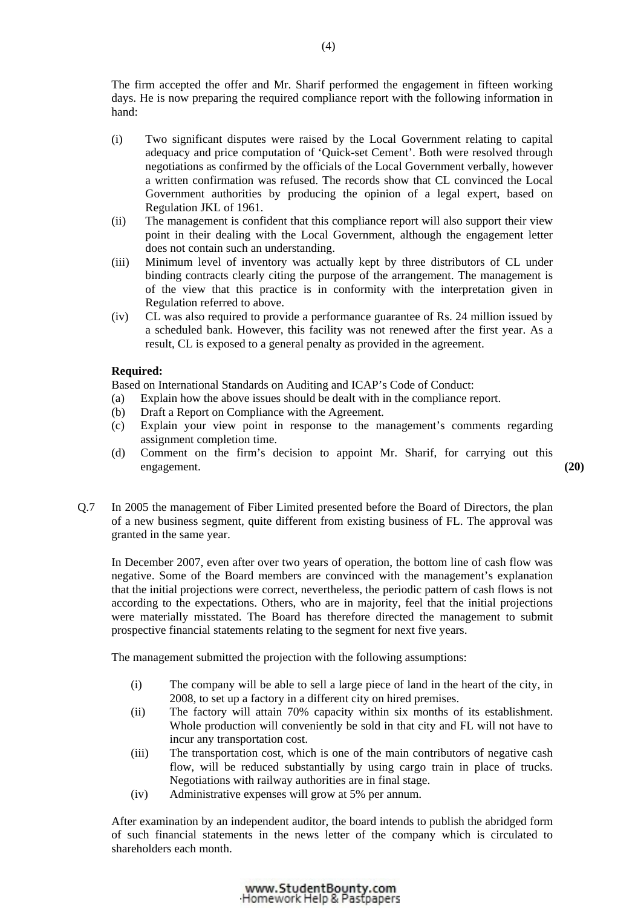The firm accepted the offer and Mr. Sharif performed the engagement in fifteen working days. He is now preparing the required compliance report with the following information in hand:

(i) Two significant disputes were raised by the Local Government relating to capital adequacy and price computation of 'Quick-set Cement'. Both were resolved through negotiations as confirmed by the officials of the Local Government verbally, however a written confirmation was refused. The records show that CL convinced the Local Government authorities by producing the opinion of a legal expert, based on Regulation JKL of 1961.

(ii) The management is confident that this compliance report will also support their view point in their dealing with the Local Government, although the engagement letter does not contain such an understanding.

(iii) Minimum level of inventory was actually kept by three distributors of CL under binding contracts clearly citing the purpose of the arrangement. The management is of the view that this practice is in conformity with the interpretation given in Regulation referred to above.

(iv) CL was also required to provide a performance guarantee of Rs. 24 million issued by a scheduled bank. However, this facility was not renewed after the first year. As a result, CL is exposed to a general penalty as provided in the agreement.

**Required:**

Based on International Standards on Auditing and ICAP's Code of Conduct:

(a) Explain how the above issues should be dealt with in the compliance report.

(b) Draft a Report on Compliance with the Agreement.

(c) Explain your view point in response to the management's comments regarding assignment completion time.

(d) Comment on the firm's decision to appoint Mr. Sharif, for carrying out this engagement. **(20)**

Q.7 In 2005 the management of Fiber Limited presented before the Board of Directors, the plan of a new business segment, quite different from existing business of FL. The approval was granted in the same year.

In December 2007, even after over two years of operation, the bottom line of cash flow was negative. Some of the Board members are convinced with the management's explanation that the initial projections were correct, nevertheless, the periodic pattern of cash flows is not according to the expectations. Others, who are in majority, feel that the initial projections were materially misstated. The Board has therefore directed the management to submit prospective financial statements relating to the segment for next five years.

The management submitted the projection with the following assumptions:

(i) The company will be able to sell a large piece of land in the heart of the city, in 2008, to set up a factory in a different city on hired premises.

(ii) The factory will attain 70% capacity within six months of its establishment. Whole production will conveniently be sold in that city and FL will not have to incur any transportation cost.

(iii) The transportation cost, which is one of the main contributors of negative cash flow, will be reduced substantially by using cargo train in place of trucks. Negotiations with railway authorities are in final stage.

(iv) Administrative expenses will grow at 5% per annum.

After examination by an independent auditor, the board intends to publish the abridged form of such financial statements in the news letter of the company which is circulated to shareholders each month.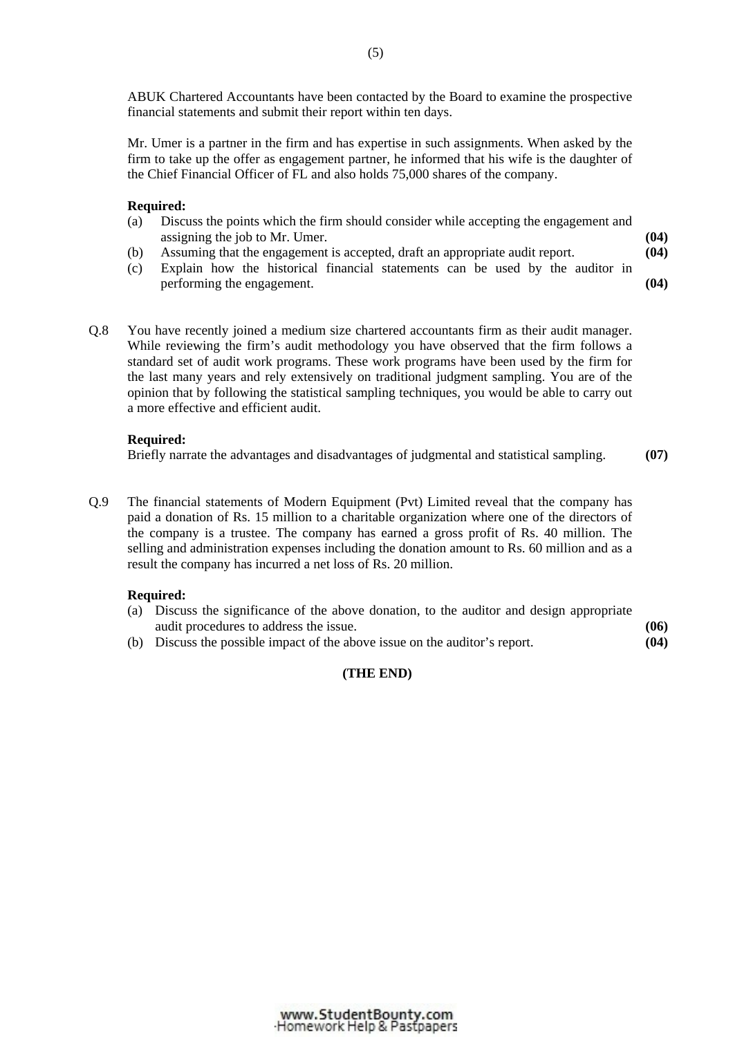ABUK Chartered Accountants have been contacted by the Board to examine the prospective financial statements and submit their report within ten days.

Mr. Umer is a partner in the firm and has expertise in such assignments. When asked by the firm to take up the offer as engagement partner, he informed that his wife is the daughter of the Chief Financial Officer of FL and also holds 75,000 shares of the company.

**Required:**

(a) Discuss the points which the firm should consider while accepting the engagement and assigning the job to Mr. Umer. **(04)**

(b) Assuming that the engagement is accepted, draft an appropriate audit report. **(04)**

(c) Explain how the historical financial statements can be used by the auditor in performing the engagement. **(04)**

Q.8 You have recently joined a medium size chartered accountants firm as their audit manager. While reviewing the firm's audit methodology you have observed that the firm follows a standard set of audit work programs. These work programs have been used by the firm for the last many years and rely extensively on traditional judgment sampling. You are of the opinion that by following the statistical sampling techniques, you would be able to carry out a more effective and efficient audit.

**Required:**

Briefly narrate the advantages and disadvantages of judgmental and statistical sampling. **(07)**

Q.9 The financial statements of Modern Equipment (Pvt) Limited reveal that the company has paid a donation of Rs. 15 million to a charitable organization where one of the directors of the company is a trustee. The company has earned a gross profit of Rs. 40 million. The selling and administration expenses including the donation amount to Rs. 60 million and as a result the company has incurred a net loss of Rs. 20 million.

**Required:**

(a) Discuss the significance of the above donation, to the auditor and design appropriate audit procedures to address the issue. **(06)**

(b) Discuss the possible impact of the above issue on the auditor's report. **(04)**

**(THE END)**